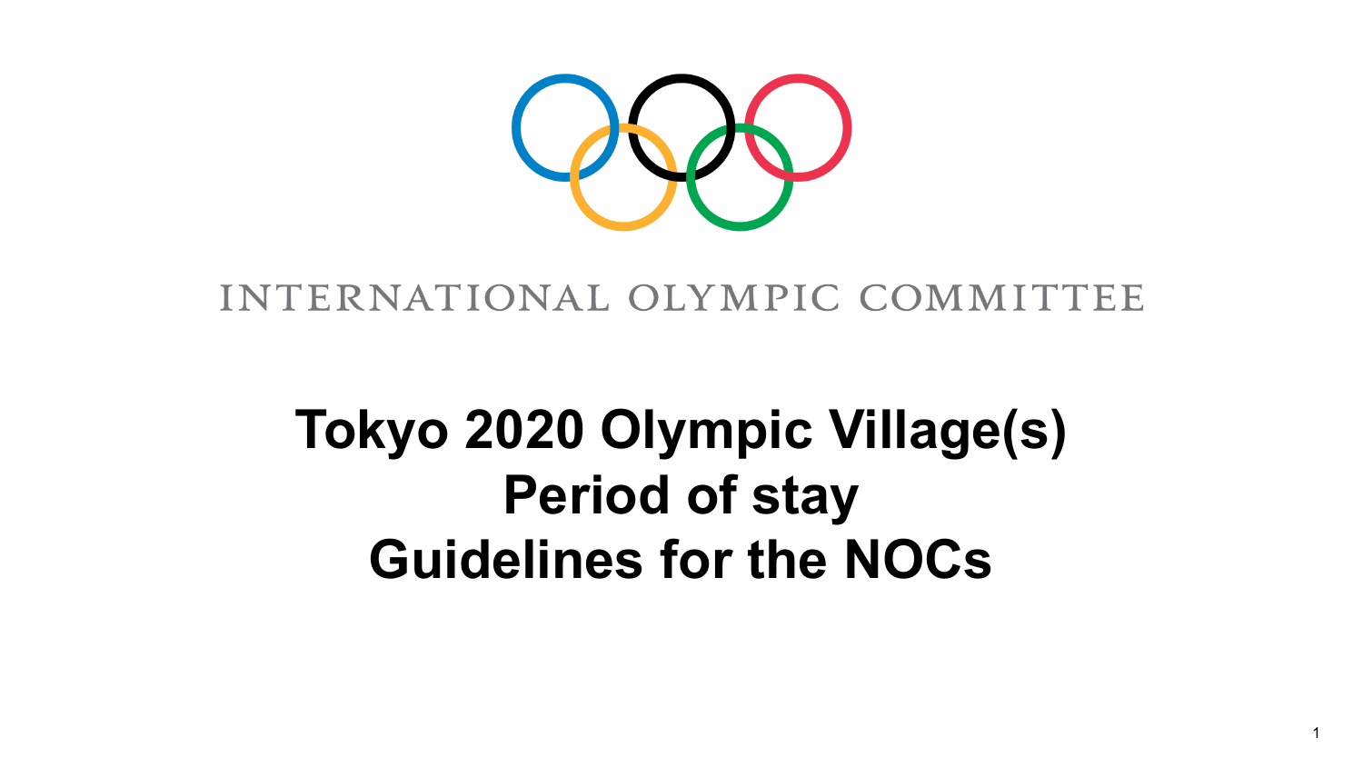INTERNATIONAL OLYMPIC COMMITTEE

# Tokyo 2020 Olympic Village(s) Period of stay Guidelines for the NOCs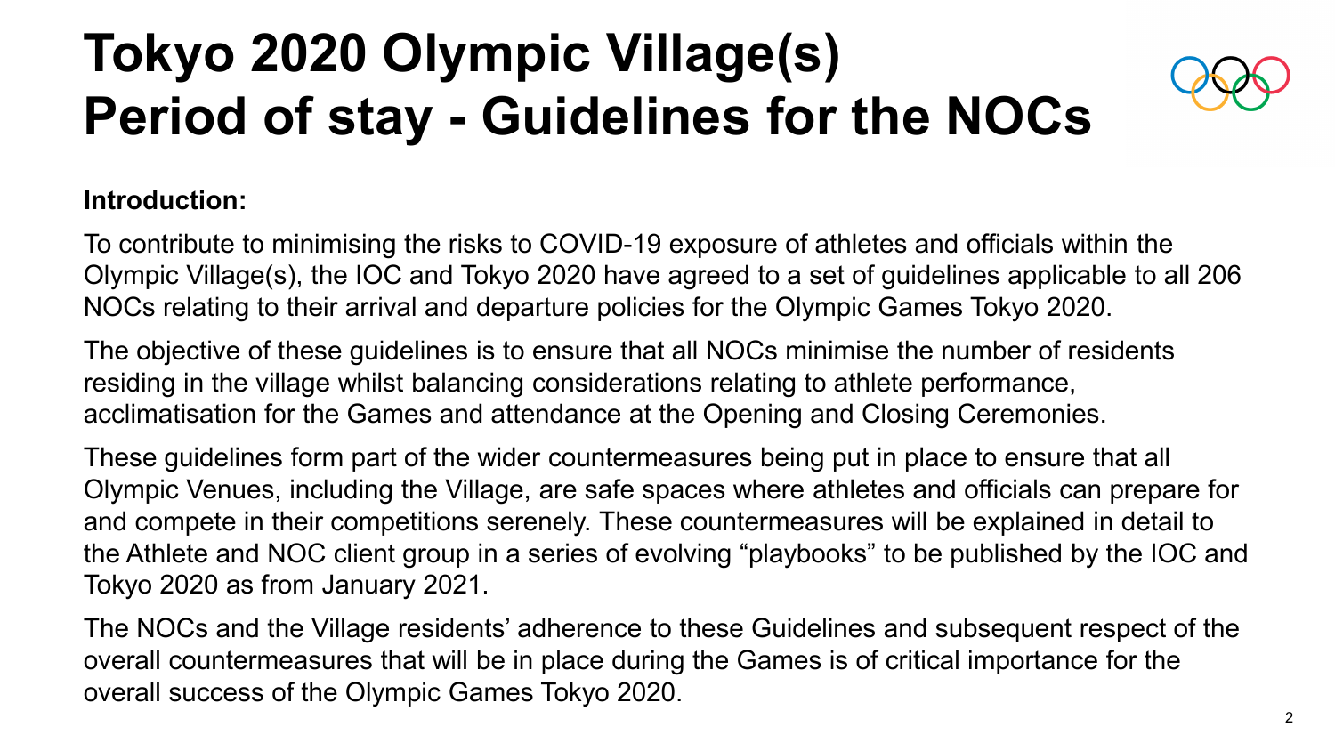# Tokyo 2020 Olympic Village(s) Period of stay - Guidelines for the NOCs

**Introduction:**

To contribute to minimising the risks to COVID-19 exposure of athletes and officials within the Olympic Village(s), the IOC and Tokyo 2020 have agreed to a set of guidelines applicable to all 206 NOCs relating to their arrival and departure policies for the Olympic Games Tokyo 2020.

The objective of these guidelines is to ensure that all NOCs minimise the number of residents residing in the village whilst balancing considerations relating to athlete performance, acclimatisation for the Games and attendance at the Opening and Closing Ceremonies.

These guidelines form part of the wider countermeasures being put in place to ensure that all Olympic Venues, including the Village, are safe spaces where athletes and officials can prepare for and compete in their competitions serenely. These countermeasures will be explained in detail to the Athlete and NOC client group in a series of evolving "playbooks" to be published by the IOC and Tokyo 2020 as from January 2021.

The NOCs and the Village residents' adherence to these Guidelines and subsequent respect of the overall countermeasures that will be in place during the Games is of critical importance for the overall success of the Olympic Games Tokyo 2020.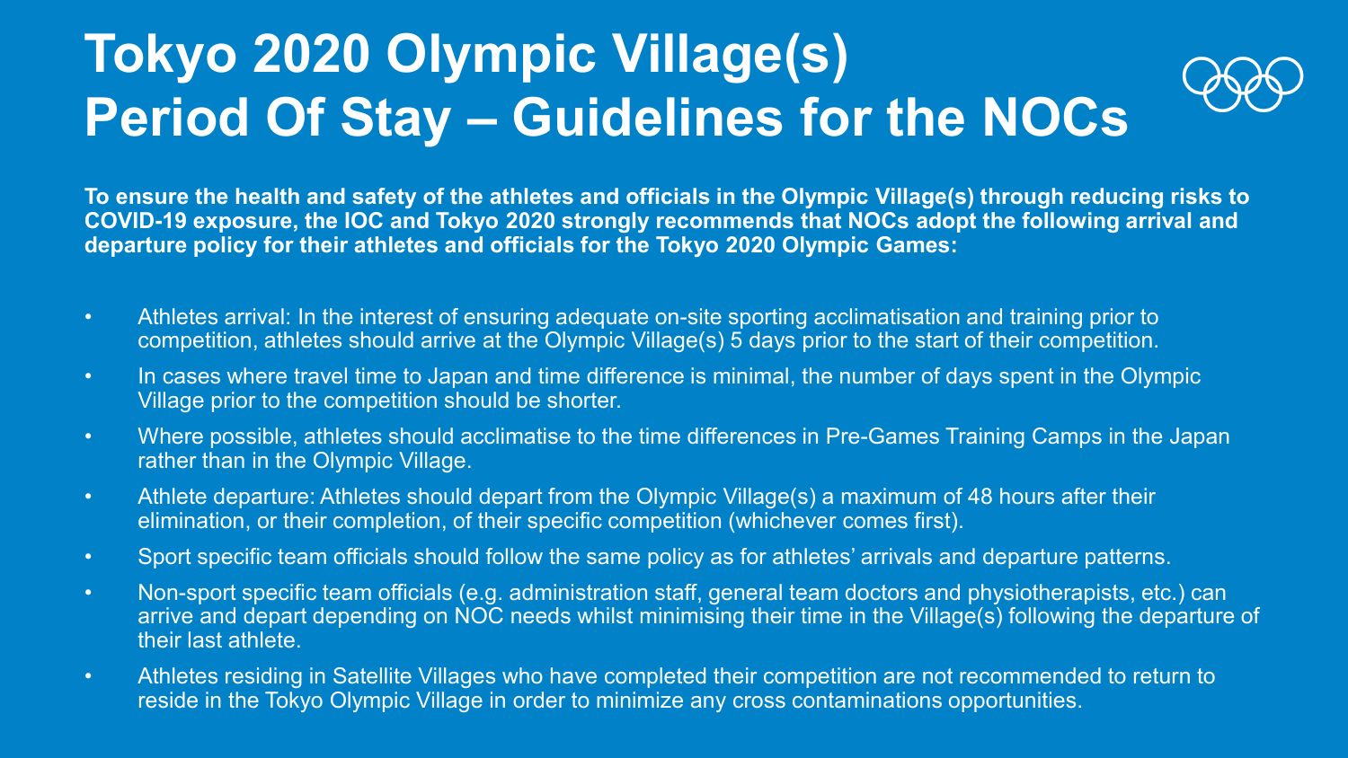# Tokyo 2020 Olympic Village(s) Period Of Stay – Guidelines for the NOCs

**To ensure the health and safety of the athletes and officials in the Olympic Village(s) through reducing risks to COVID-19 exposure, the IOC and Tokyo 2020 strongly recommends that NOCs adopt the following arrival and departure policy for their athletes and officials for the Tokyo 2020 Olympic Games:**

- Athletes arrival: In the interest of ensuring adequate on-site sporting acclimatisation and training prior to competition, athletes should arrive at the Olympic Village(s) 5 days prior to the start of their competition.
- In cases where travel time to Japan and time difference is minimal, the number of days spent in the Olympic Village prior to the competition should be shorter.
- Where possible, athletes should acclimatise to the time differences in Pre-Games Training Camps in the Japan rather than in the Olympic Village.
- Athlete departure: Athletes should depart from the Olympic Village(s) a maximum of 48 hours after their elimination, or their completion, of their specific competition (whichever comes first).
- Sport specific team officials should follow the same policy as for athletes' arrivals and departure patterns.
- Non-sport specific team officials (e.g. administration staff, general team doctors and physiotherapists, etc.) can arrive and depart depending on NOC needs whilst minimising their time in the Village(s) following the departure of their last athlete.
- Athletes residing in Satellite Villages who have completed their competition are not recommended to return to reside in the Tokyo Olympic Village in order to minimize any cross contaminations opportunities.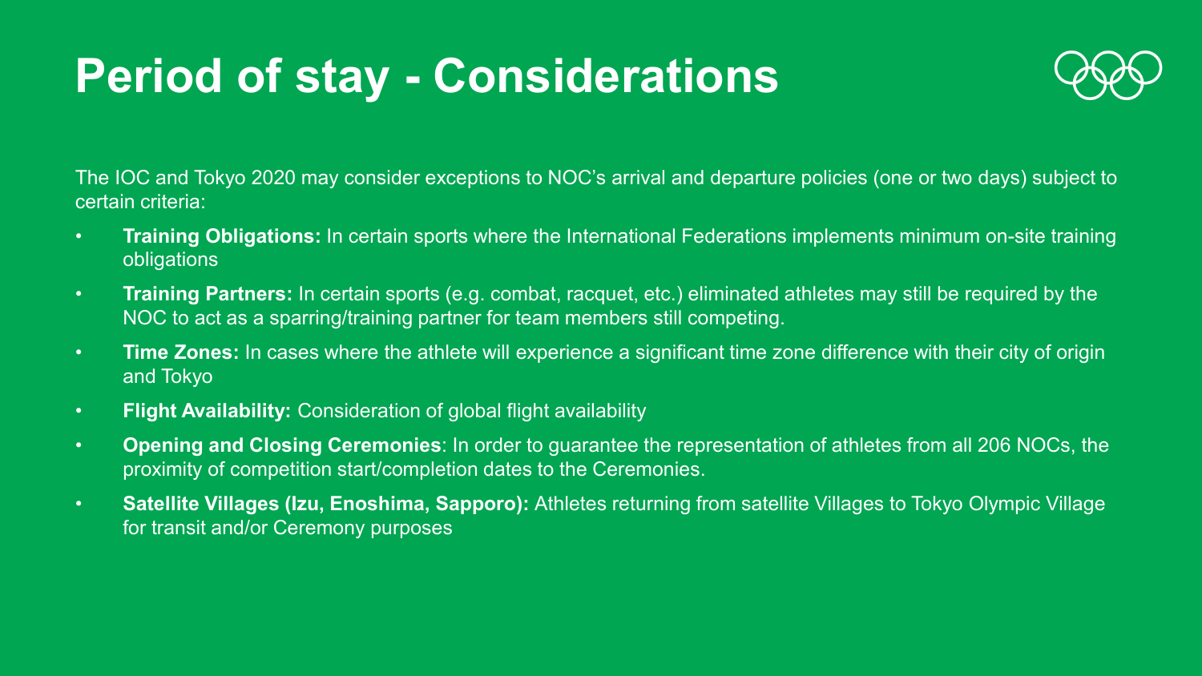# Period of stay - Considerations

The IOC and Tokyo 2020 may consider exceptions to NOC's arrival and departure policies (one or two days) subject to certain criteria:

- **Training Obligations:** In certain sports where the International Federations implements minimum on-site training obligations
- **Training Partners:** In certain sports (e.g. combat, racquet, etc.) eliminated athletes may still be required by the NOC to act as a sparring/training partner for team members still competing.
- **Time Zones:** In cases where the athlete will experience a significant time zone difference with their city of origin and Tokyo
- **Flight Availability:** Consideration of global flight availability
- **Opening and Closing Ceremonies**: In order to guarantee the representation of athletes from all 206 NOCs, the proximity of competition start/completion dates to the Ceremonies.
- **Satellite Villages (Izu, Enoshima, Sapporo):** Athletes returning from satellite Villages to Tokyo Olympic Village for transit and/or Ceremony purposes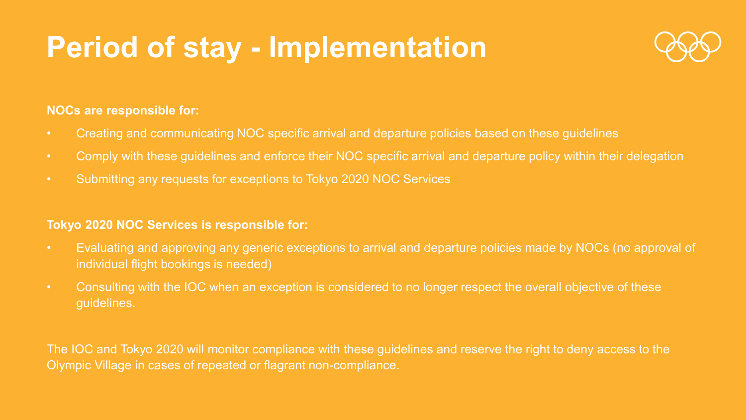# Period of stay - Implementation

**NOCs are responsible for:**

- Creating and communicating NOC specific arrival and departure policies based on these guidelines
- Comply with these guidelines and enforce their NOC specific arrival and departure policy within their delegation
- Submitting any requests for exceptions to Tokyo 2020 NOC Services

**Tokyo 2020 NOC Services is responsible for:**

- Evaluating and approving any generic exceptions to arrival and departure policies made by NOCs (no approval of individual flight bookings is needed)
- Consulting with the IOC when an exception is considered to no longer respect the overall objective of these guidelines.

The IOC and Tokyo 2020 will monitor compliance with these guidelines and reserve the right to deny access to the Olympic Village in cases of repeated or flagrant non-compliance.